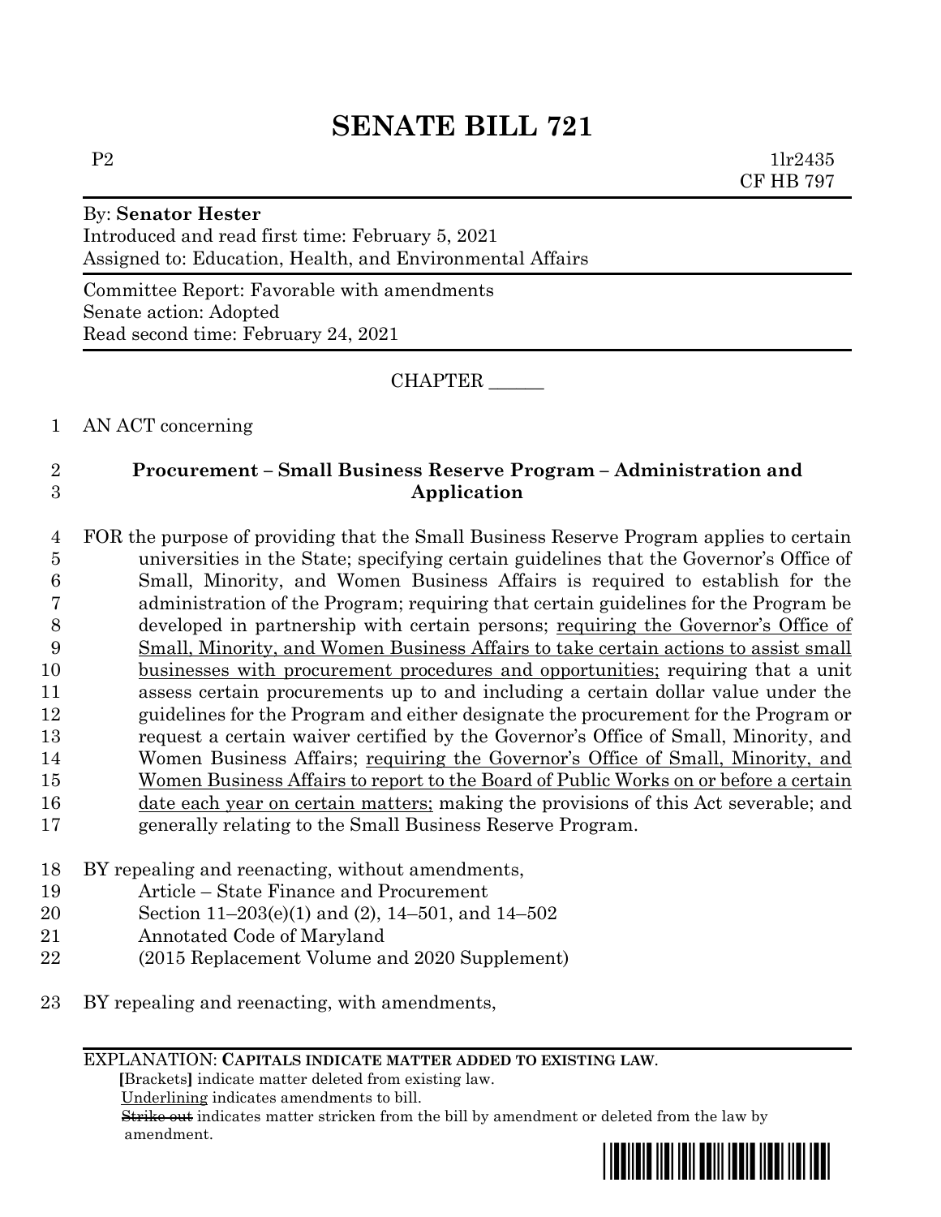# SENATE BILL 721

P2 1lr2435
CF HB 797

By: **Senator Hester**
Introduced and read first time: February 5, 2021
Assigned to: Education, Health, and Environmental Affairs

Committee Report: Favorable with amendments
Senate action: Adopted
Read second time: February 24, 2021

CHAPTER ______

AN ACT concerning

**Procurement – Small Business Reserve Program – Administration and Application**

FOR the purpose of providing that the Small Business Reserve Program applies to certain universities in the State; specifying certain guidelines that the Governor's Office of Small, Minority, and Women Business Affairs is required to establish for the administration of the Program; requiring that certain guidelines for the Program be developed in partnership with certain persons; <u>requiring the Governor's Office of Small, Minority, and Women Business Affairs to take certain actions to assist small businesses with procurement procedures and opportunities;</u> requiring that a unit assess certain procurements up to and including a certain dollar value under the guidelines for the Program and either designate the procurement for the Program or request a certain waiver certified by the Governor's Office of Small, Minority, and Women Business Affairs; <u>requiring the Governor's Office of Small, Minority, and Women Business Affairs to report to the Board of Public Works on or before a certain date each year on certain matters;</u> making the provisions of this Act severable; and generally relating to the Small Business Reserve Program.

BY repealing and reenacting, without amendments,
Article – State Finance and Procurement
Section 11–203(e)(1) and (2), 14–501, and 14–502
Annotated Code of Maryland
(2015 Replacement Volume and 2020 Supplement)

BY repealing and reenacting, with amendments,

EXPLANATION: **CAPITALS INDICATE MATTER ADDED TO EXISTING LAW.**
**[**Brackets**]** indicate matter deleted from existing law.
<u>Underlining</u> indicates amendments to bill.
~~Strike out~~ indicates matter stricken from the bill by amendment or deleted from the law by amendment.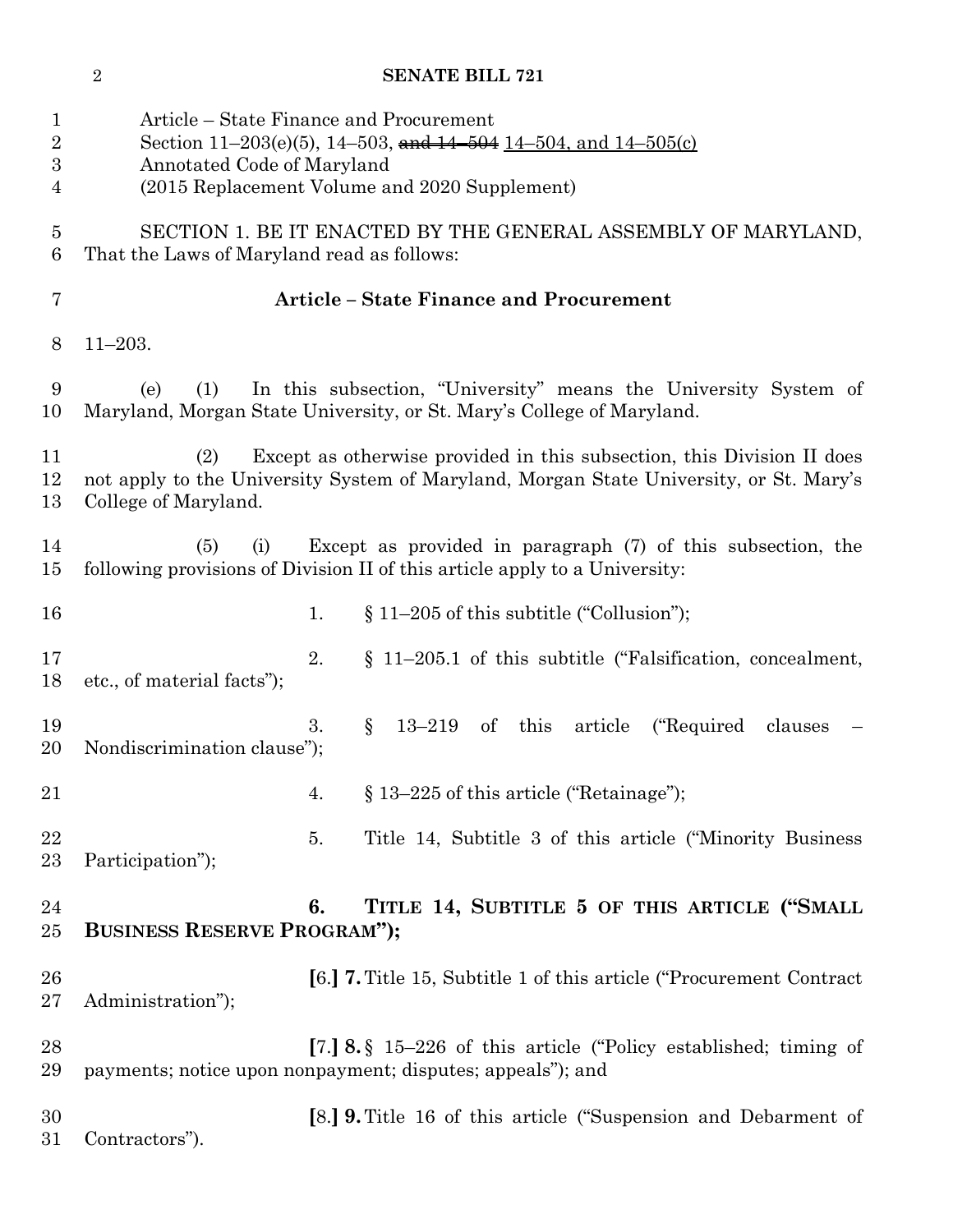Article – State Finance and Procurement
Section 11–203(e)(5), 14–503, ~~and 14–504~~ 14–504, and 14–505(c)
Annotated Code of Maryland
(2015 Replacement Volume and 2020 Supplement)

SECTION 1. BE IT ENACTED BY THE GENERAL ASSEMBLY OF MARYLAND, That the Laws of Maryland read as follows:

**Article – State Finance and Procurement**

11–203.

(e) (1) In this subsection, "University" means the University System of Maryland, Morgan State University, or St. Mary's College of Maryland.

(2) Except as otherwise provided in this subsection, this Division II does not apply to the University System of Maryland, Morgan State University, or St. Mary's College of Maryland.

(5) (i) Except as provided in paragraph (7) of this subsection, the following provisions of Division II of this article apply to a University:

1. § 11–205 of this subtitle ("Collusion");

2. § 11–205.1 of this subtitle ("Falsification, concealment, etc., of material facts");

3. § 13–219 of this article ("Required clauses – Nondiscrimination clause");

4. § 13–225 of this article ("Retainage");

5. Title 14, Subtitle 3 of this article ("Minority Business Participation");

**6. TITLE 14, SUBTITLE 5 OF THIS ARTICLE ("SMALL BUSINESS RESERVE PROGRAM");**

**[**6.**] 7.** Title 15, Subtitle 1 of this article ("Procurement Contract Administration");

**[**7.**] 8.** § 15–226 of this article ("Policy established; timing of payments; notice upon nonpayment; disputes; appeals"); and

**[**8.**] 9.** Title 16 of this article ("Suspension and Debarment of Contractors").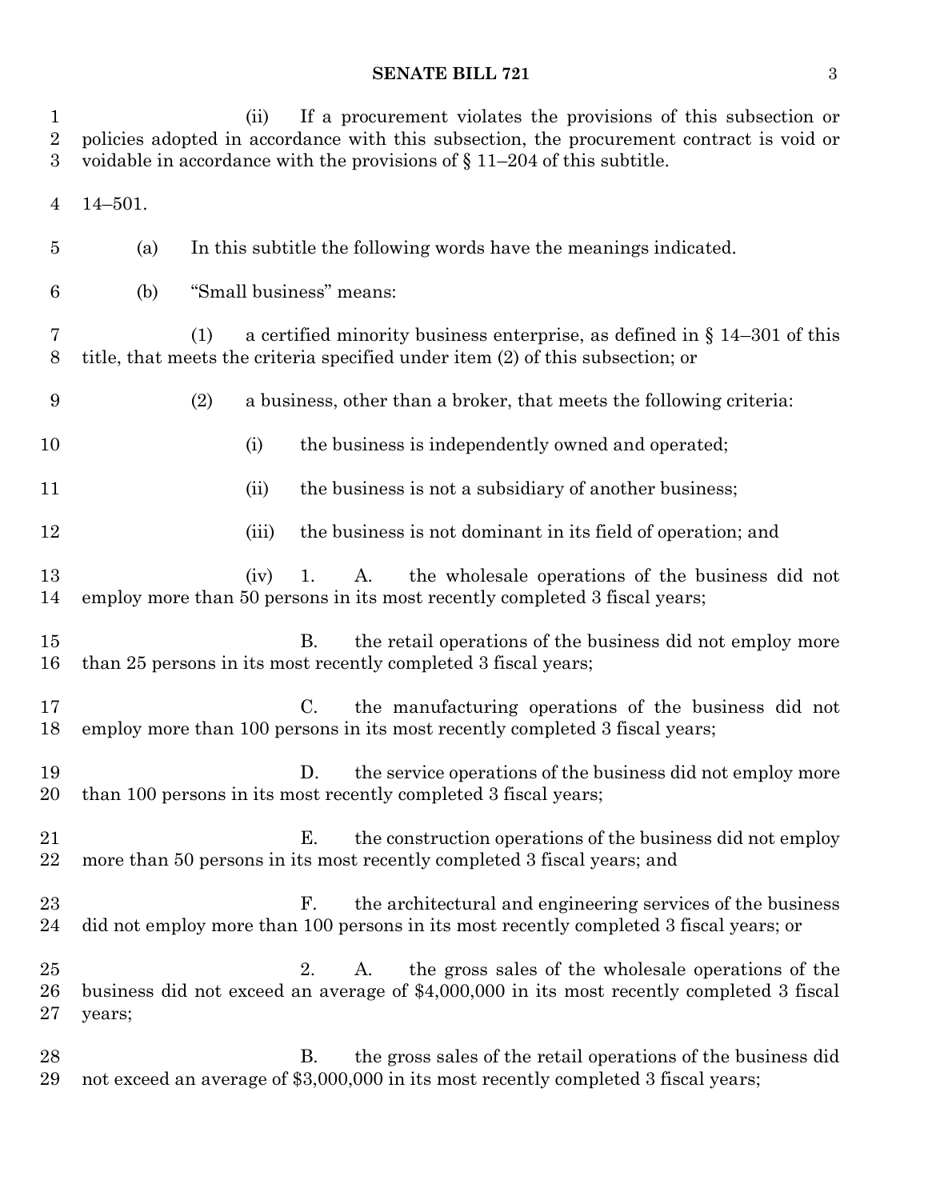(ii) If a procurement violates the provisions of this subsection or policies adopted in accordance with this subsection, the procurement contract is void or voidable in accordance with the provisions of § 11–204 of this subtitle.

14–501.

(a) In this subtitle the following words have the meanings indicated.

(b) "Small business" means:

(1) a certified minority business enterprise, as defined in § 14–301 of this title, that meets the criteria specified under item (2) of this subsection; or

(2) a business, other than a broker, that meets the following criteria:

(i) the business is independently owned and operated;

(ii) the business is not a subsidiary of another business;

(iii) the business is not dominant in its field of operation; and

(iv) 1. A. the wholesale operations of the business did not employ more than 50 persons in its most recently completed 3 fiscal years;

B. the retail operations of the business did not employ more than 25 persons in its most recently completed 3 fiscal years;

C. the manufacturing operations of the business did not employ more than 100 persons in its most recently completed 3 fiscal years;

D. the service operations of the business did not employ more than 100 persons in its most recently completed 3 fiscal years;

E. the construction operations of the business did not employ more than 50 persons in its most recently completed 3 fiscal years; and

F. the architectural and engineering services of the business did not employ more than 100 persons in its most recently completed 3 fiscal years; or

2. A. the gross sales of the wholesale operations of the business did not exceed an average of $4,000,000 in its most recently completed 3 fiscal years;

B. the gross sales of the retail operations of the business did not exceed an average of $3,000,000 in its most recently completed 3 fiscal years;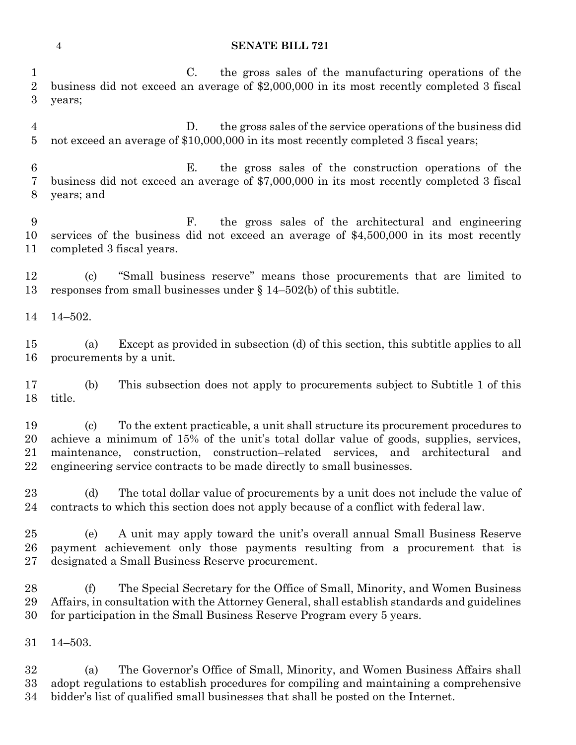C. the gross sales of the manufacturing operations of the business did not exceed an average of $2,000,000 in its most recently completed 3 fiscal years;

D. the gross sales of the service operations of the business did not exceed an average of $10,000,000 in its most recently completed 3 fiscal years;

E. the gross sales of the construction operations of the business did not exceed an average of $7,000,000 in its most recently completed 3 fiscal years; and

F. the gross sales of the architectural and engineering services of the business did not exceed an average of $4,500,000 in its most recently completed 3 fiscal years.

(c) "Small business reserve" means those procurements that are limited to responses from small businesses under § 14–502(b) of this subtitle.

14–502.

(a) Except as provided in subsection (d) of this section, this subtitle applies to all procurements by a unit.

(b) This subsection does not apply to procurements subject to Subtitle 1 of this title.

(c) To the extent practicable, a unit shall structure its procurement procedures to achieve a minimum of 15% of the unit's total dollar value of goods, supplies, services, maintenance, construction, construction–related services, and architectural and engineering service contracts to be made directly to small businesses.

(d) The total dollar value of procurements by a unit does not include the value of contracts to which this section does not apply because of a conflict with federal law.

(e) A unit may apply toward the unit's overall annual Small Business Reserve payment achievement only those payments resulting from a procurement that is designated a Small Business Reserve procurement.

(f) The Special Secretary for the Office of Small, Minority, and Women Business Affairs, in consultation with the Attorney General, shall establish standards and guidelines for participation in the Small Business Reserve Program every 5 years.

14–503.

(a) The Governor's Office of Small, Minority, and Women Business Affairs shall adopt regulations to establish procedures for compiling and maintaining a comprehensive bidder's list of qualified small businesses that shall be posted on the Internet.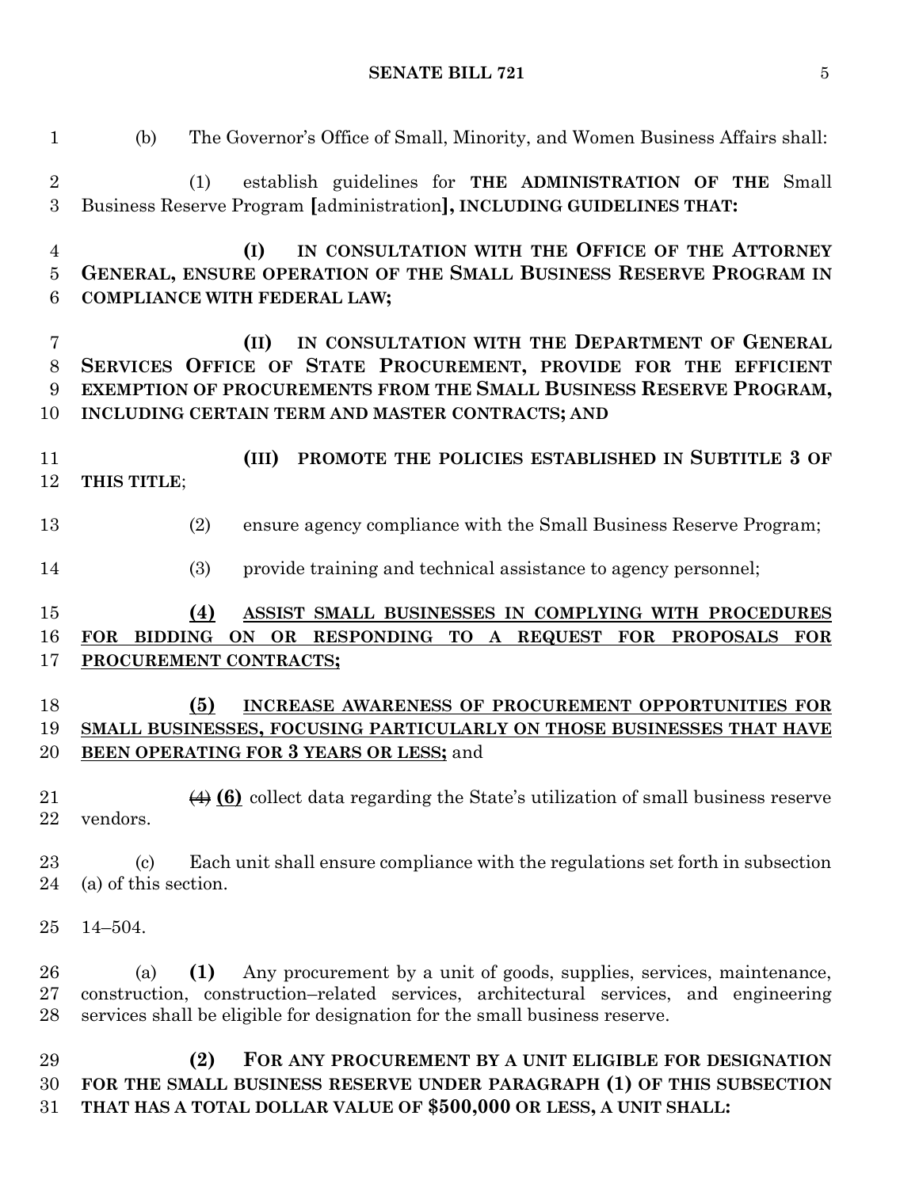(b) The Governor's Office of Small, Minority, and Women Business Affairs shall:

(1) establish guidelines for **THE ADMINISTRATION OF THE** Small Business Reserve Program **[**administration**], INCLUDING GUIDELINES THAT:**

**(I) IN CONSULTATION WITH THE OFFICE OF THE ATTORNEY GENERAL, ENSURE OPERATION OF THE SMALL BUSINESS RESERVE PROGRAM IN COMPLIANCE WITH FEDERAL LAW;**

**(II) IN CONSULTATION WITH THE DEPARTMENT OF GENERAL SERVICES OFFICE OF STATE PROCUREMENT, PROVIDE FOR THE EFFICIENT EXEMPTION OF PROCUREMENTS FROM THE SMALL BUSINESS RESERVE PROGRAM, INCLUDING CERTAIN TERM AND MASTER CONTRACTS; AND**

**(III) PROMOTE THE POLICIES ESTABLISHED IN SUBTITLE 3 OF THIS TITLE**;

(2) ensure agency compliance with the Small Business Reserve Program;

(3) provide training and technical assistance to agency personnel;

**(4) ASSIST SMALL BUSINESSES IN COMPLYING WITH PROCEDURES FOR BIDDING ON OR RESPONDING TO A REQUEST FOR PROPOSALS FOR PROCUREMENT CONTRACTS;**

**(5) INCREASE AWARENESS OF PROCUREMENT OPPORTUNITIES FOR SMALL BUSINESSES, FOCUSING PARTICULARLY ON THOSE BUSINESSES THAT HAVE BEEN OPERATING FOR 3 YEARS OR LESS;** and

~~(4)~~ **(6)** collect data regarding the State's utilization of small business reserve vendors.

(c) Each unit shall ensure compliance with the regulations set forth in subsection (a) of this section.

14–504.

(a) **(1)** Any procurement by a unit of goods, supplies, services, maintenance, construction, construction–related services, architectural services, and engineering services shall be eligible for designation for the small business reserve.

**(2) FOR ANY PROCUREMENT BY A UNIT ELIGIBLE FOR DESIGNATION FOR THE SMALL BUSINESS RESERVE UNDER PARAGRAPH (1) OF THIS SUBSECTION THAT HAS A TOTAL DOLLAR VALUE OF $500,000 OR LESS, A UNIT SHALL:**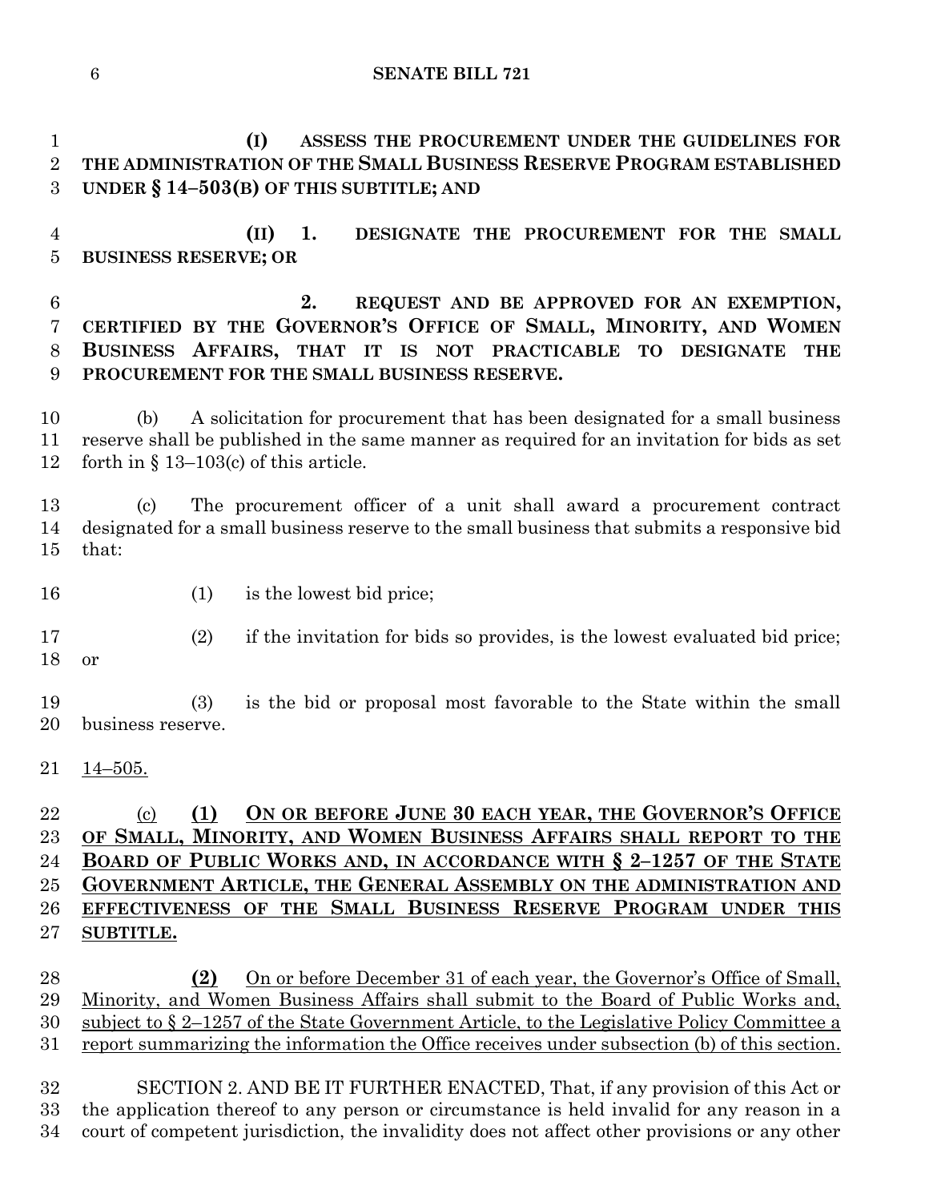**(I) ASSESS THE PROCUREMENT UNDER THE GUIDELINES FOR THE ADMINISTRATION OF THE SMALL BUSINESS RESERVE PROGRAM ESTABLISHED UNDER § 14–503(B) OF THIS SUBTITLE; AND**

**(II) 1. DESIGNATE THE PROCUREMENT FOR THE SMALL BUSINESS RESERVE; OR**

**2. REQUEST AND BE APPROVED FOR AN EXEMPTION, CERTIFIED BY THE GOVERNOR'S OFFICE OF SMALL, MINORITY, AND WOMEN BUSINESS AFFAIRS, THAT IT IS NOT PRACTICABLE TO DESIGNATE THE PROCUREMENT FOR THE SMALL BUSINESS RESERVE.**

(b) A solicitation for procurement that has been designated for a small business reserve shall be published in the same manner as required for an invitation for bids as set forth in § 13–103(c) of this article.

(c) The procurement officer of a unit shall award a procurement contract designated for a small business reserve to the small business that submits a responsive bid that:

(1) is the lowest bid price;

(2) if the invitation for bids so provides, is the lowest evaluated bid price; or

(3) is the bid or proposal most favorable to the State within the small business reserve.

<u>14–505.</u>

<u>(c)</u> **<u>(1) ON OR BEFORE JUNE 30 EACH YEAR, THE GOVERNOR'S OFFICE OF SMALL, MINORITY, AND WOMEN BUSINESS AFFAIRS SHALL REPORT TO THE BOARD OF PUBLIC WORKS AND, IN ACCORDANCE WITH § 2–1257 OF THE STATE GOVERNMENT ARTICLE, THE GENERAL ASSEMBLY ON THE ADMINISTRATION AND EFFECTIVENESS OF THE SMALL BUSINESS RESERVE PROGRAM UNDER THIS SUBTITLE.</u>**

**<u>(2)</u>** <u>On or before December 31 of each year, the Governor's Office of Small, Minority, and Women Business Affairs shall submit to the Board of Public Works and, subject to § 2–1257 of the State Government Article, to the Legislative Policy Committee a report summarizing the information the Office receives under subsection (b) of this section.</u>

SECTION 2. AND BE IT FURTHER ENACTED, That, if any provision of this Act or the application thereof to any person or circumstance is held invalid for any reason in a court of competent jurisdiction, the invalidity does not affect other provisions or any other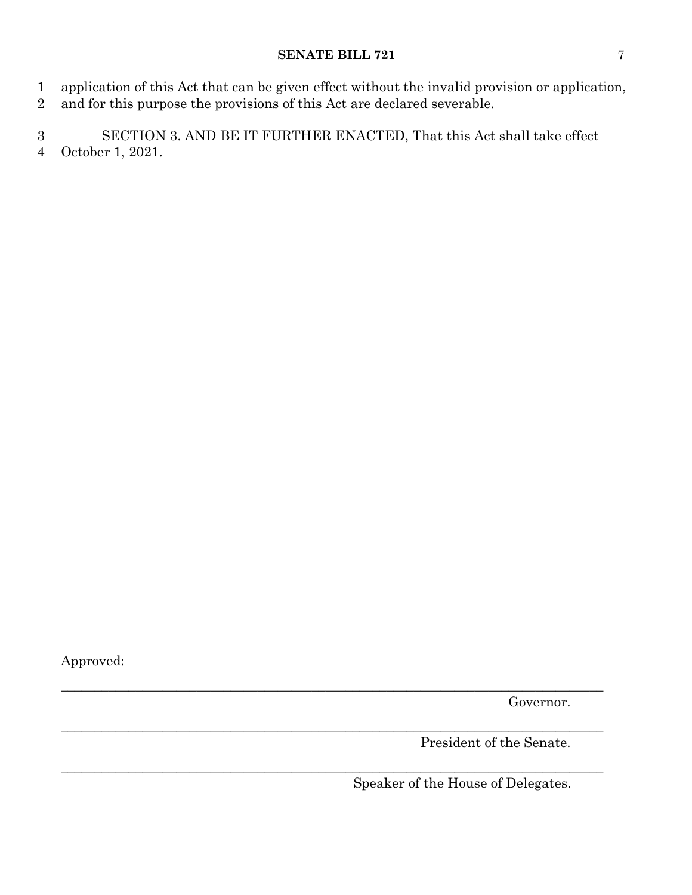application of this Act that can be given effect without the invalid provision or application, and for this purpose the provisions of this Act are declared severable.

SECTION 3. AND BE IT FURTHER ENACTED, That this Act shall take effect October 1, 2021.

Approved:

________________________________________
Governor.

________________________________________
President of the Senate.

________________________________________
Speaker of the House of Delegates.